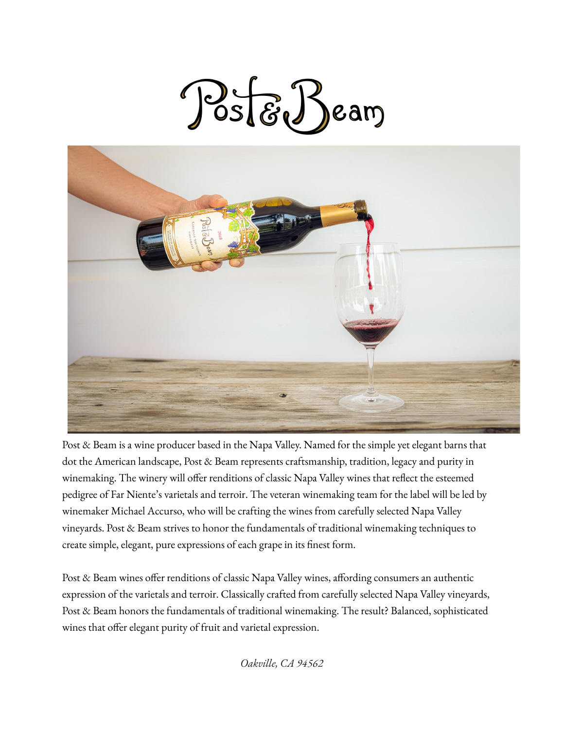# Post & Beam

Post & Beam is a wine producer based in the Napa Valley. Named for the simple yet elegant barns that dot the American landscape, Post & Beam represents craftsmanship, tradition, legacy and purity in winemaking. The winery will offer renditions of classic Napa Valley wines that reflect the esteemed pedigree of Far Niente's varietals and terroir. The veteran winemaking team for the label will be led by winemaker Michael Accurso, who will be crafting the wines from carefully selected Napa Valley vineyards. Post & Beam strives to honor the fundamentals of traditional winemaking techniques to create simple, elegant, pure expressions of each grape in its finest form.

Post & Beam wines offer renditions of classic Napa Valley wines, affording consumers an authentic expression of the varietals and terroir. Classically crafted from carefully selected Napa Valley vineyards, Post & Beam honors the fundamentals of traditional winemaking. The result? Balanced, sophisticated wines that offer elegant purity of fruit and varietal expression.

*Oakville, CA 94562*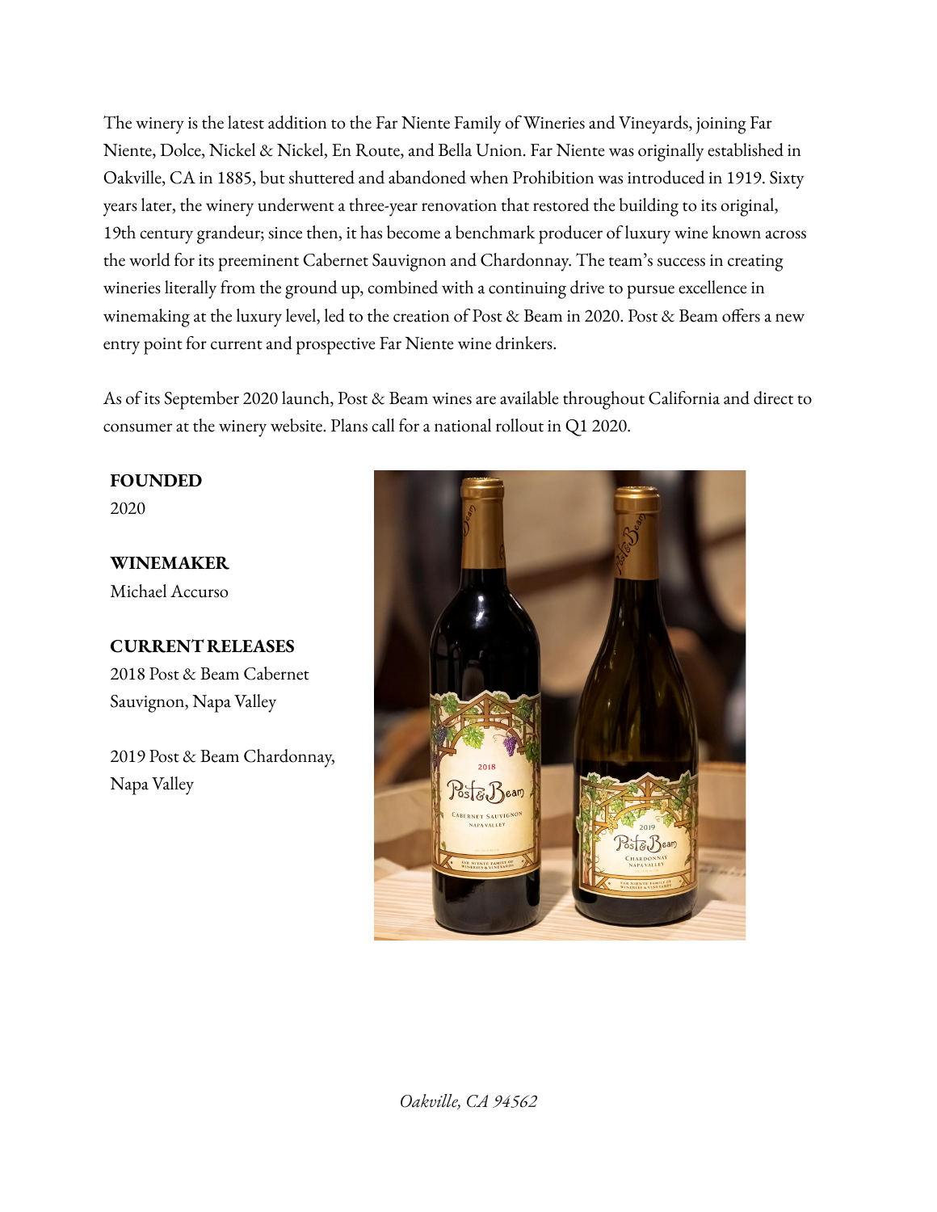The winery is the latest addition to the Far Niente Family of Wineries and Vineyards, joining Far Niente, Dolce, Nickel & Nickel, En Route, and Bella Union. Far Niente was originally established in Oakville, CA in 1885, but shuttered and abandoned when Prohibition was introduced in 1919. Sixty years later, the winery underwent a three-year renovation that restored the building to its original, 19th century grandeur; since then, it has become a benchmark producer of luxury wine known across the world for its preeminent Cabernet Sauvignon and Chardonnay. The team's success in creating wineries literally from the ground up, combined with a continuing drive to pursue excellence in winemaking at the luxury level, led to the creation of Post & Beam in 2020. Post & Beam offers a new entry point for current and prospective Far Niente wine drinkers.

As of its September 2020 launch, Post & Beam wines are available throughout California and direct to consumer at the winery website. Plans call for a national rollout in Q1 2020.

**FOUNDED**
2020

**WINEMAKER**
Michael Accurso

**CURRENT RELEASES**
2018 Post & Beam Cabernet Sauvignon, Napa Valley

2019 Post & Beam Chardonnay, Napa Valley

*Oakville, CA 94562*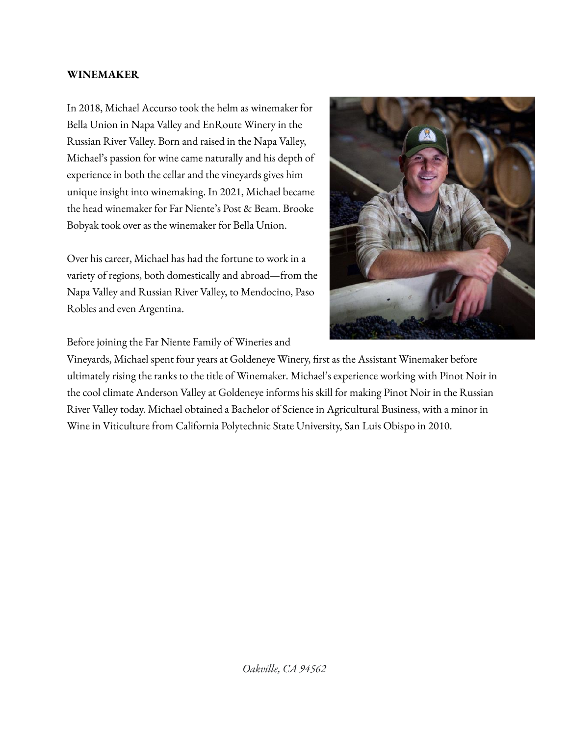**WINEMAKER**

In 2018, Michael Accurso took the helm as winemaker for Bella Union in Napa Valley and EnRoute Winery in the Russian River Valley. Born and raised in the Napa Valley, Michael's passion for wine came naturally and his depth of experience in both the cellar and the vineyards gives him unique insight into winemaking. In 2021, Michael became the head winemaker for Far Niente's Post & Beam. Brooke Bobyak took over as the winemaker for Bella Union.

Over his career, Michael has had the fortune to work in a variety of regions, both domestically and abroad—from the Napa Valley and Russian River Valley, to Mendocino, Paso Robles and even Argentina.

Before joining the Far Niente Family of Wineries and Vineyards, Michael spent four years at Goldeneye Winery, first as the Assistant Winemaker before ultimately rising the ranks to the title of Winemaker. Michael's experience working with Pinot Noir in the cool climate Anderson Valley at Goldeneye informs his skill for making Pinot Noir in the Russian River Valley today. Michael obtained a Bachelor of Science in Agricultural Business, with a minor in Wine in Viticulture from California Polytechnic State University, San Luis Obispo in 2010.